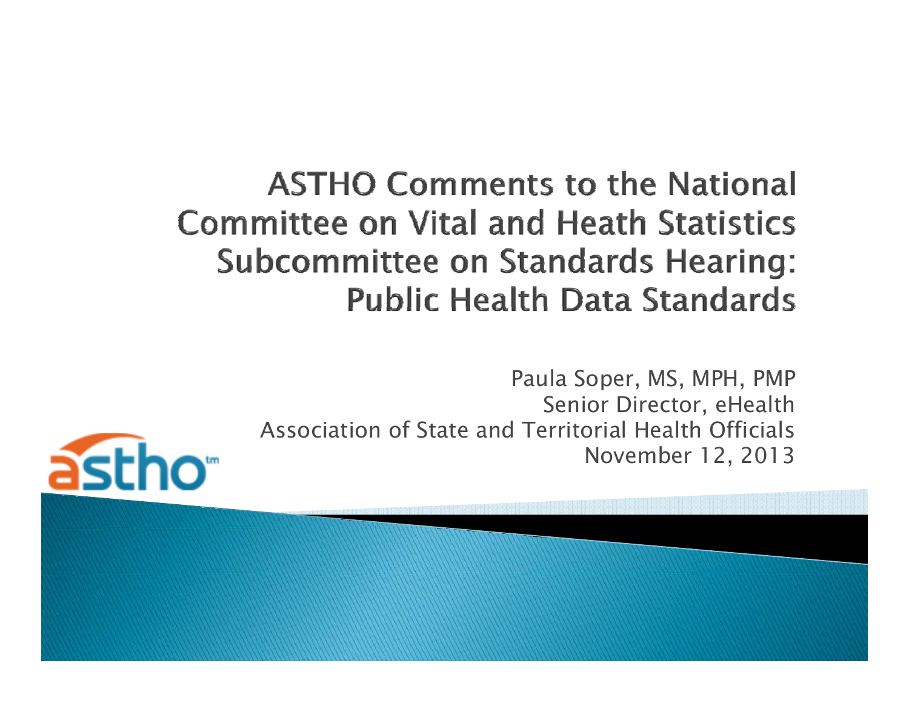# ASTHO Comments to the National Committee on Vital and Heath Statistics Subcommittee on Standards Hearing: Public Health Data Standards

Paula Soper, MS, MPH, PMP
Senior Director, eHealth
Association of State and Territorial Health Officials
November 12, 2013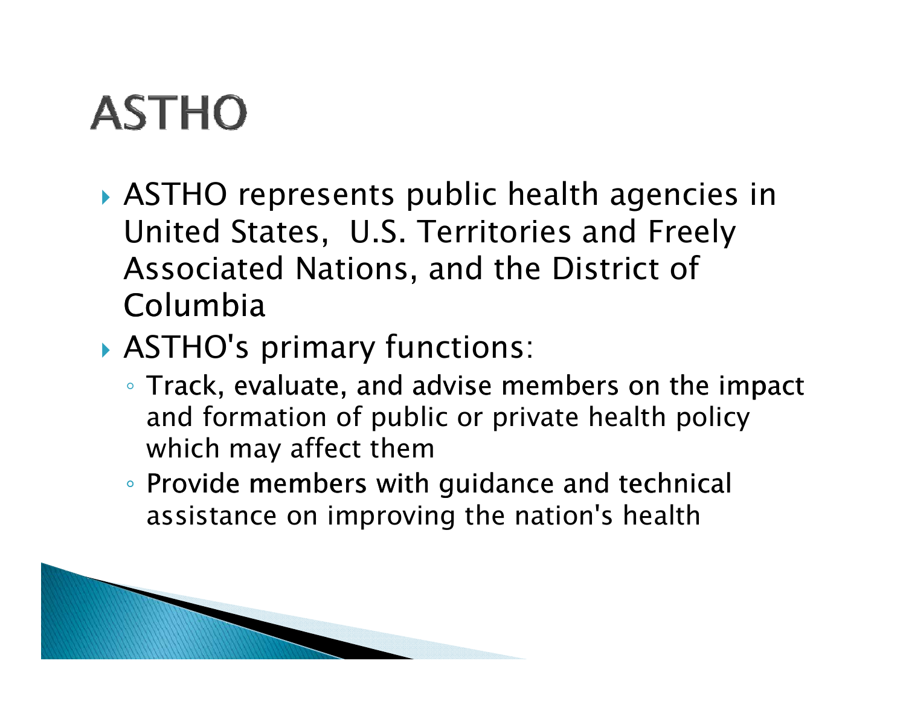# ASTHO

- ASTHO represents public health agencies in United States, U.S. Territories and Freely Associated Nations, and the District of Columbia
- ASTHO's primary functions:
  - Track, evaluate, and advise members on the impact and formation of public or private health policy which may affect them
  - Provide members with guidance and technical assistance on improving the nation's health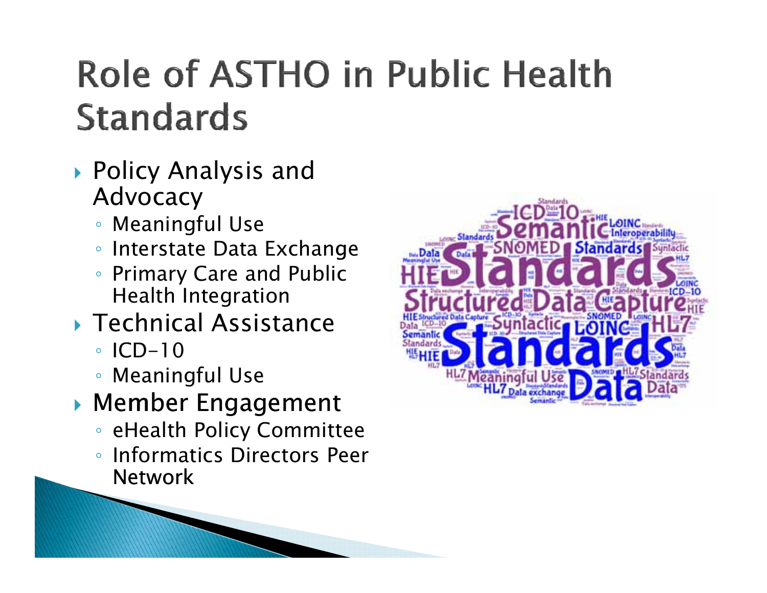# Role of ASTHO in Public Health Standards

- Policy Analysis and Advocacy
  - Meaningful Use
  - Interstate Data Exchange
  - Primary Care and Public Health Integration
- Technical Assistance
  - ICD-10
  - Meaningful Use
- Member Engagement
  - eHealth Policy Committee
  - Informatics Directors Peer Network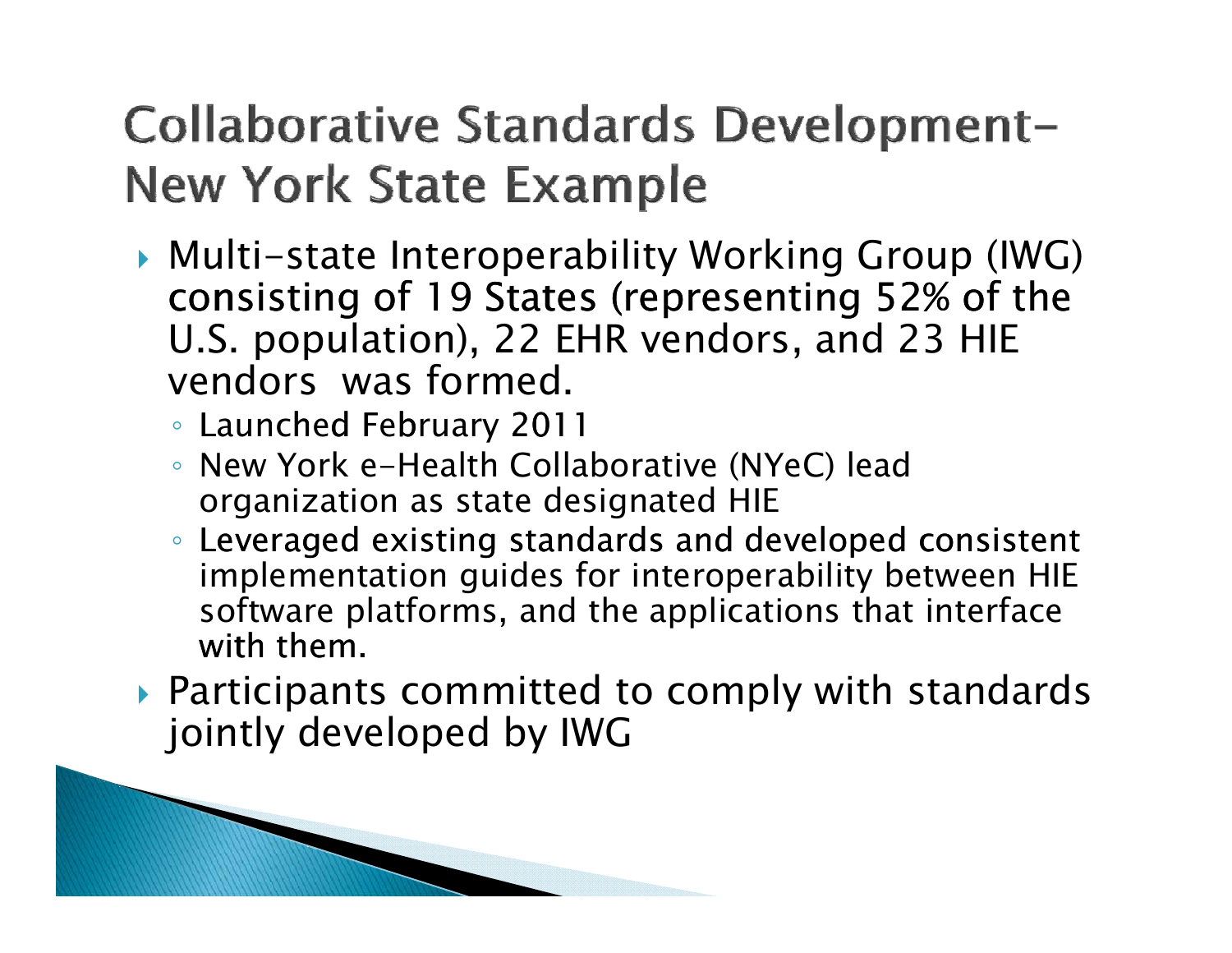# Collaborative Standards Development-New York State Example

- Multi-state Interoperability Working Group (IWG) consisting of 19 States (representing 52% of the U.S. population), 22 EHR vendors, and 23 HIE vendors was formed.
  - Launched February 2011
  - New York e-Health Collaborative (NYeC) lead organization as state designated HIE
  - Leveraged existing standards and developed consistent implementation guides for interoperability between HIE software platforms, and the applications that interface with them.
- Participants committed to comply with standards jointly developed by IWG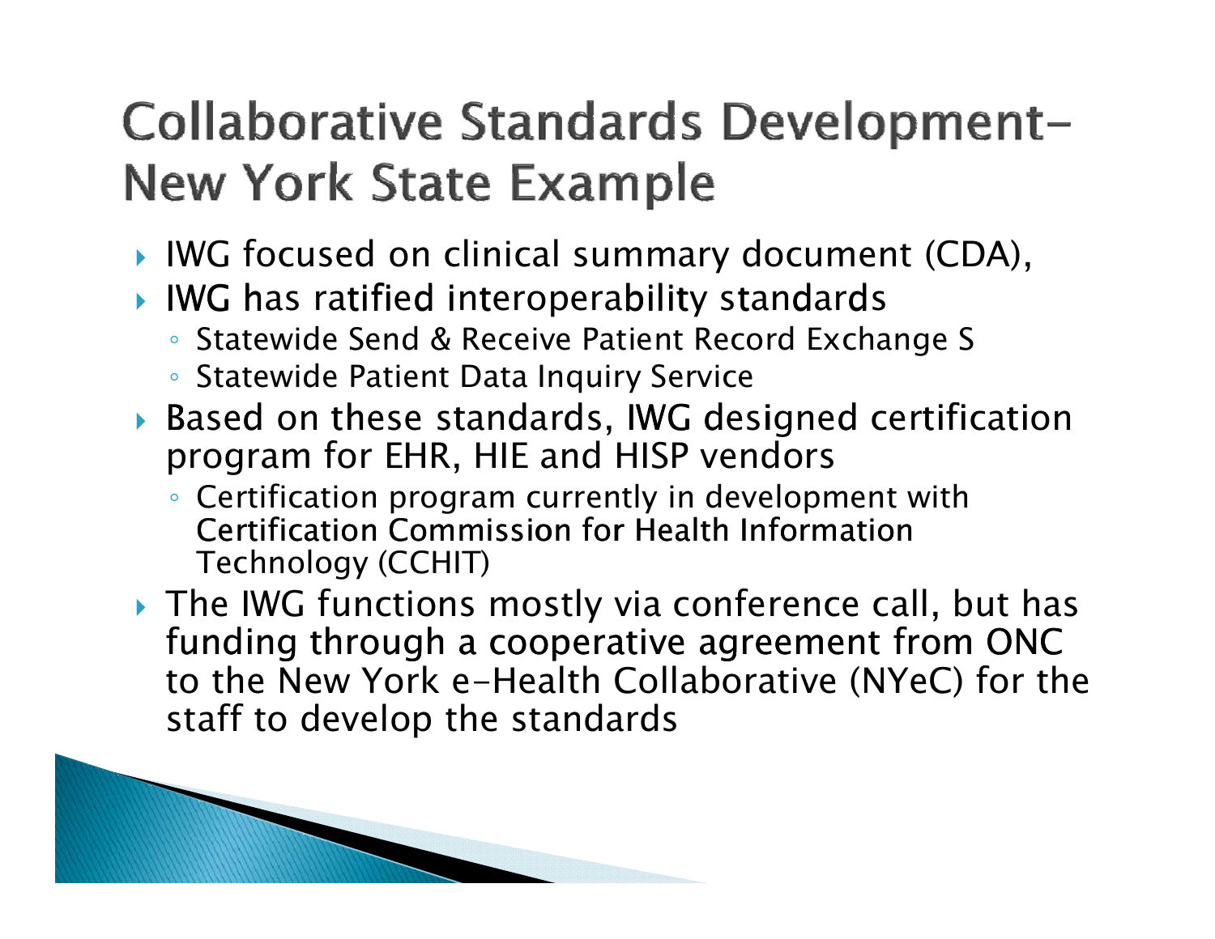# Collaborative Standards Development– New York State Example

- IWG focused on clinical summary document (CDA),
- IWG has ratified interoperability standards
  - Statewide Send & Receive Patient Record Exchange S
  - Statewide Patient Data Inquiry Service
- Based on these standards, IWG designed certification program for EHR, HIE and HISP vendors
  - Certification program currently in development with Certification Commission for Health Information Technology (CCHIT)
- The IWG functions mostly via conference call, but has funding through a cooperative agreement from ONC to the New York e-Health Collaborative (NYeC) for the staff to develop the standards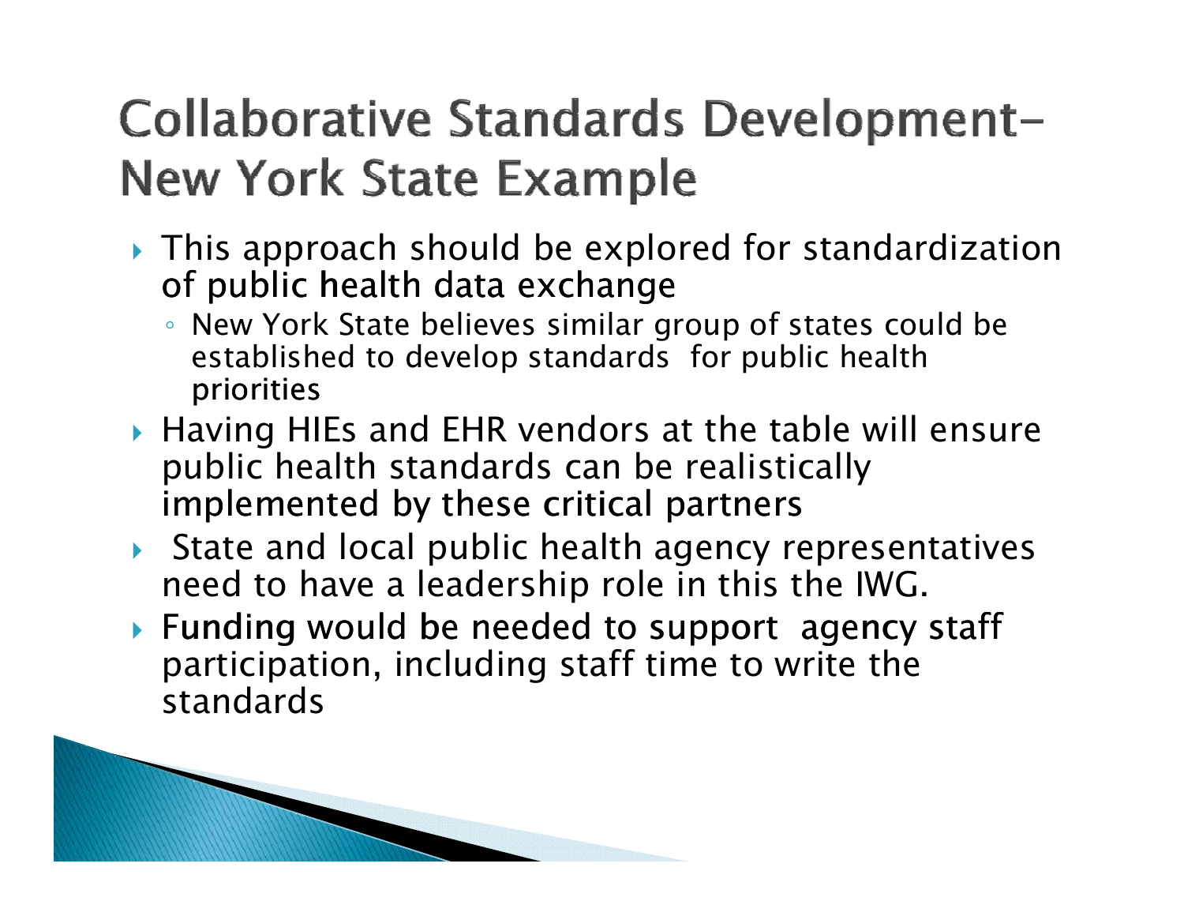# Collaborative Standards Development–New York State Example

- This approach should be explored for standardization of public health data exchange
  - New York State believes similar group of states could be established to develop standards for public health priorities
- Having HIEs and EHR vendors at the table will ensure public health standards can be realistically implemented by these critical partners
- State and local public health agency representatives need to have a leadership role in this the IWG.
- Funding would be needed to support agency staff participation, including staff time to write the standards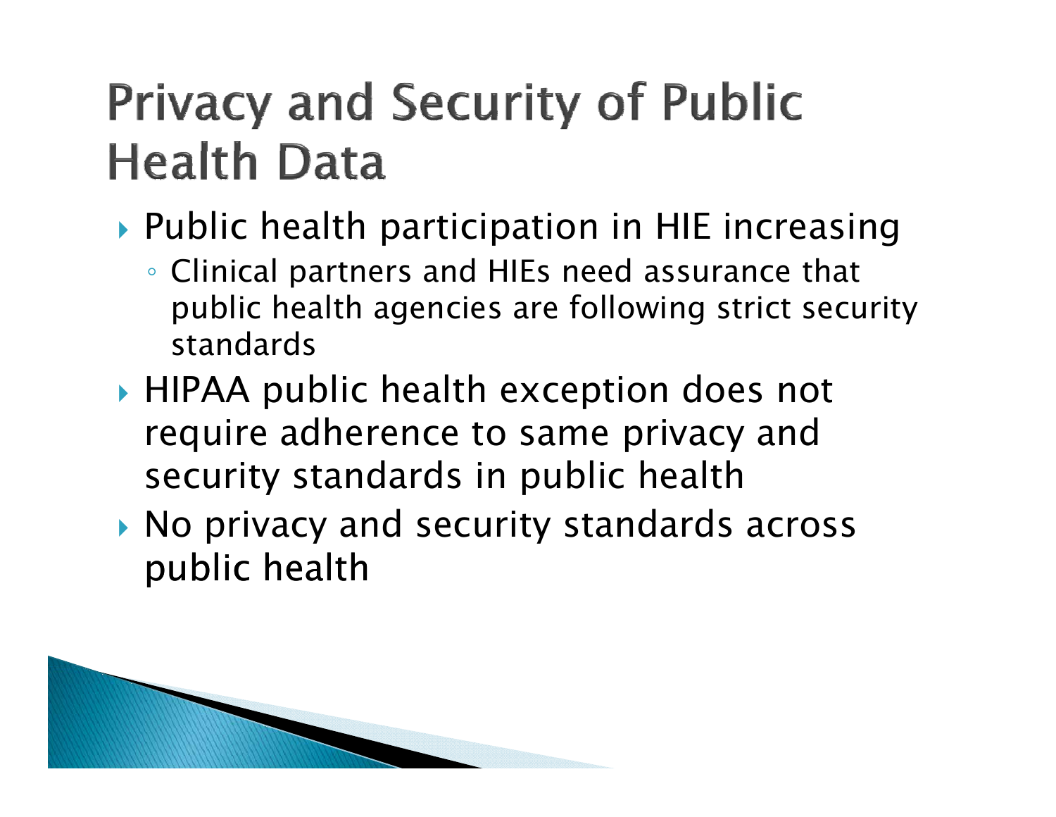# Privacy and Security of Public Health Data

- Public health participation in HIE increasing
  - Clinical partners and HIEs need assurance that public health agencies are following strict security standards
- HIPAA public health exception does not require adherence to same privacy and security standards in public health
- No privacy and security standards across public health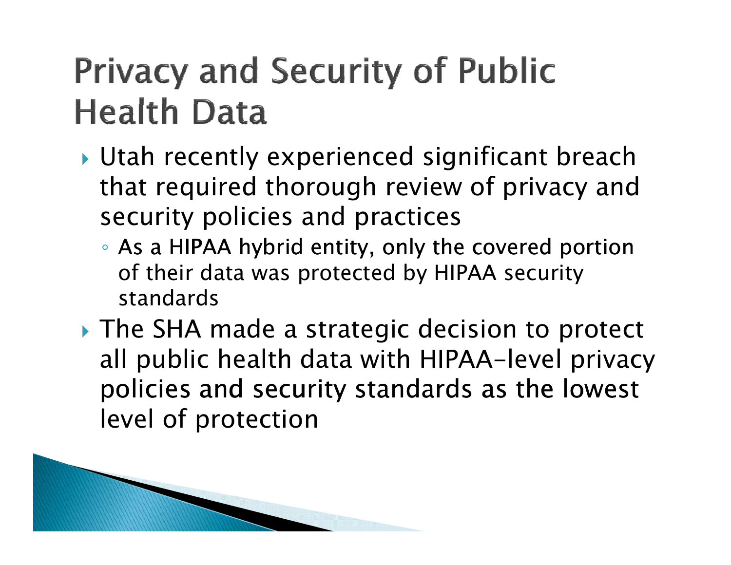# Privacy and Security of Public Health Data

- Utah recently experienced significant breach that required thorough review of privacy and security policies and practices
  - As a HIPAA hybrid entity, only the covered portion of their data was protected by HIPAA security standards
- The SHA made a strategic decision to protect all public health data with HIPAA-level privacy policies and security standards as the lowest level of protection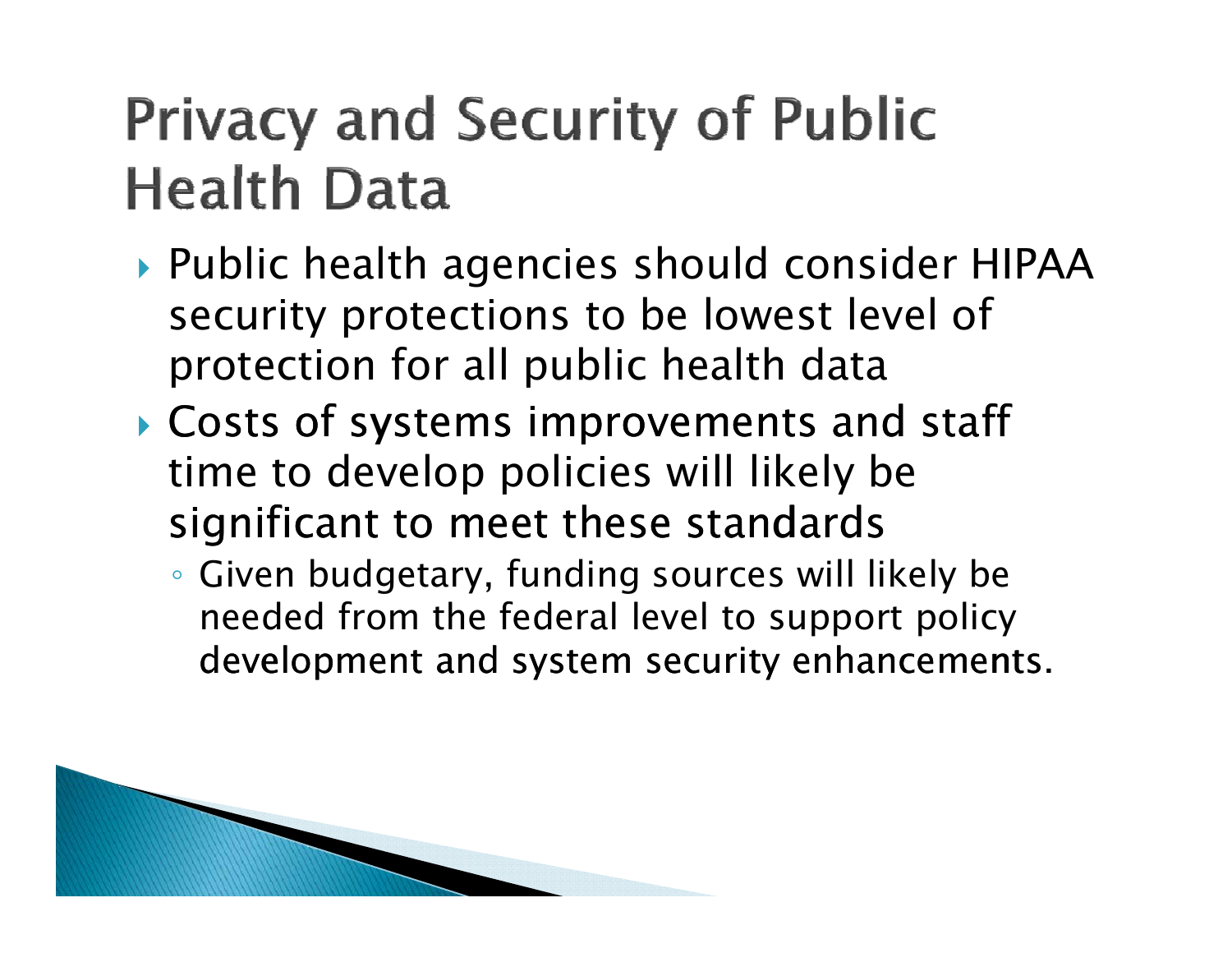# Privacy and Security of Public Health Data

- Public health agencies should consider HIPAA security protections to be lowest level of protection for all public health data
- Costs of systems improvements and staff time to develop policies will likely be significant to meet these standards
  - Given budgetary, funding sources will likely be needed from the federal level to support policy development and system security enhancements.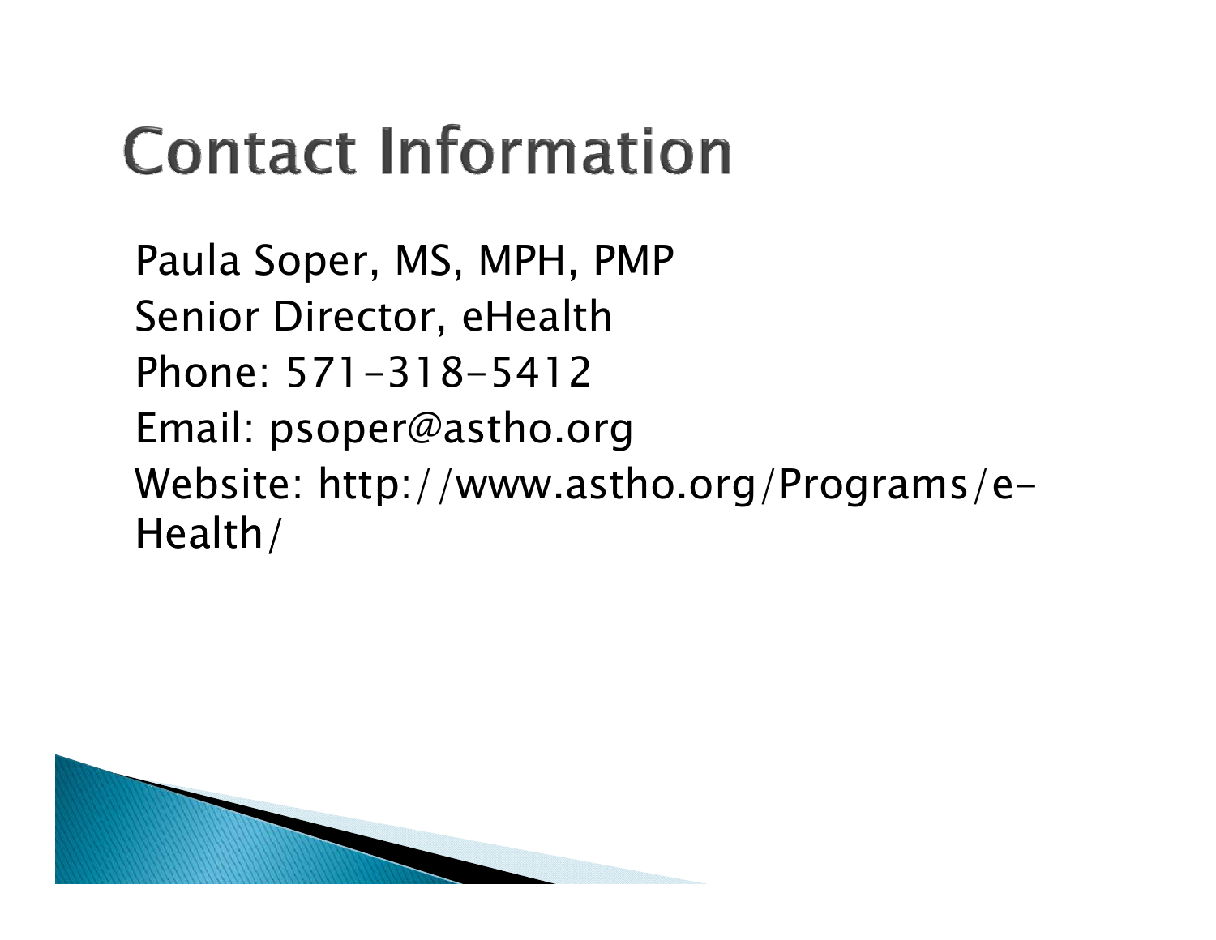# Contact Information

Paula Soper, MS, MPH, PMP
Senior Director, eHealth
Phone: 571-318-5412
Email: psoper@astho.org
Website: http://www.astho.org/Programs/e-Health/